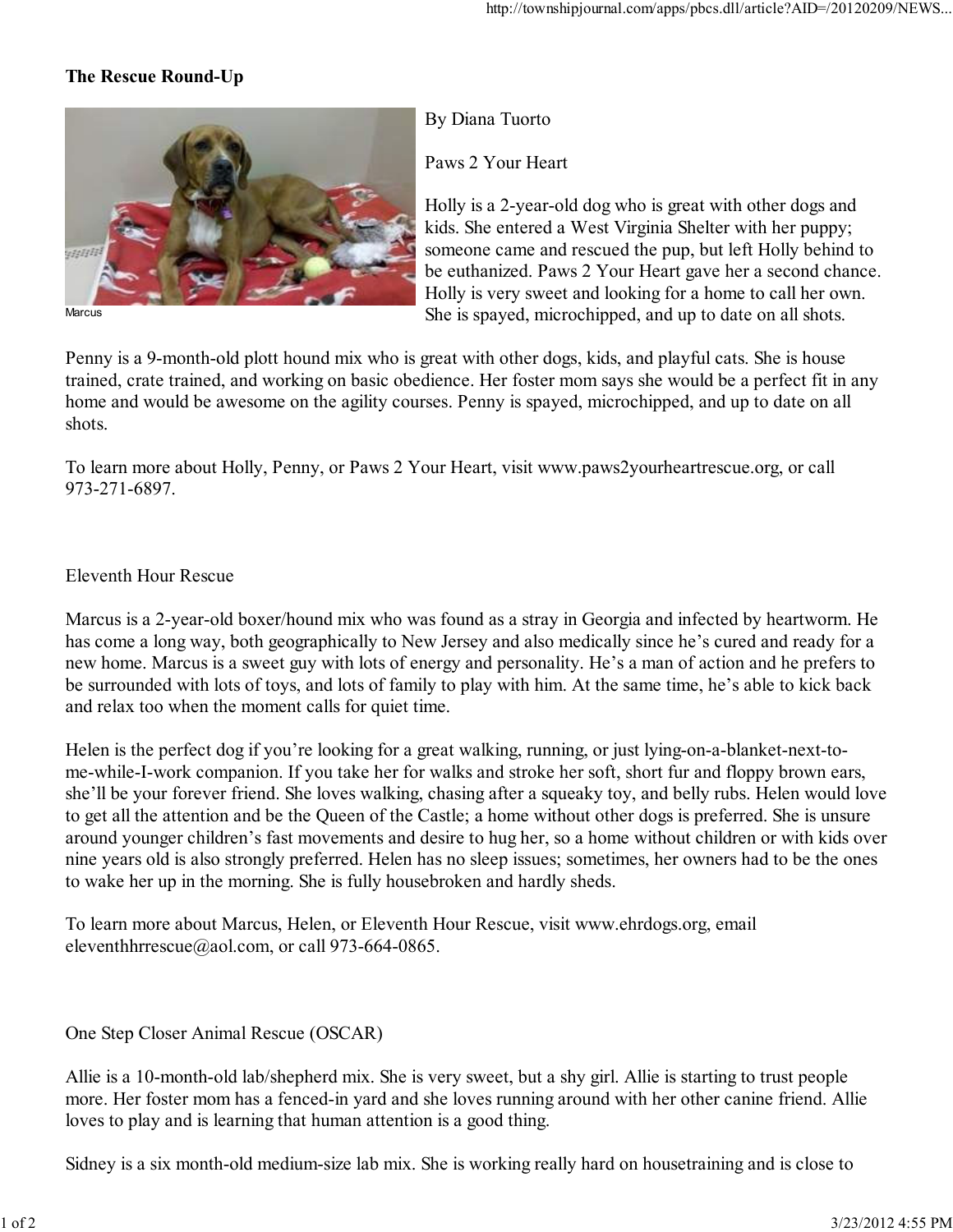# The Rescue Round-Up

Marcus

By Diana Tuorto

Paws 2 Your Heart

Holly is a 2-year-old dog who is great with other dogs and kids. She entered a West Virginia Shelter with her puppy; someone came and rescued the pup, but left Holly behind to be euthanized. Paws 2 Your Heart gave her a second chance. Holly is very sweet and looking for a home to call her own. She is spayed, microchipped, and up to date on all shots.

Penny is a 9-month-old plott hound mix who is great with other dogs, kids, and playful cats. She is house trained, crate trained, and working on basic obedience. Her foster mom says she would be a perfect fit in any home and would be awesome on the agility courses. Penny is spayed, microchipped, and up to date on all shots.

To learn more about Holly, Penny, or Paws 2 Your Heart, visit www.paws2yourheartrescue.org, or call 973-271-6897.

Eleventh Hour Rescue

Marcus is a 2-year-old boxer/hound mix who was found as a stray in Georgia and infected by heartworm. He has come a long way, both geographically to New Jersey and also medically since he's cured and ready for a new home. Marcus is a sweet guy with lots of energy and personality. He's a man of action and he prefers to be surrounded with lots of toys, and lots of family to play with him. At the same time, he's able to kick back and relax too when the moment calls for quiet time.

Helen is the perfect dog if you're looking for a great walking, running, or just lying-on-a-blanket-next-to-me-while-I-work companion. If you take her for walks and stroke her soft, short fur and floppy brown ears, she'll be your forever friend. She loves walking, chasing after a squeaky toy, and belly rubs. Helen would love to get all the attention and be the Queen of the Castle; a home without other dogs is preferred. She is unsure around younger children's fast movements and desire to hug her, so a home without children or with kids over nine years old is also strongly preferred. Helen has no sleep issues; sometimes, her owners had to be the ones to wake her up in the morning. She is fully housebroken and hardly sheds.

To learn more about Marcus, Helen, or Eleventh Hour Rescue, visit www.ehrdogs.org, email eleventhhrrescue@aol.com, or call 973-664-0865.

One Step Closer Animal Rescue (OSCAR)

Allie is a 10-month-old lab/shepherd mix. She is very sweet, but a shy girl. Allie is starting to trust people more. Her foster mom has a fenced-in yard and she loves running around with her other canine friend. Allie loves to play and is learning that human attention is a good thing.

Sidney is a six month-old medium-size lab mix. She is working really hard on housetraining and is close to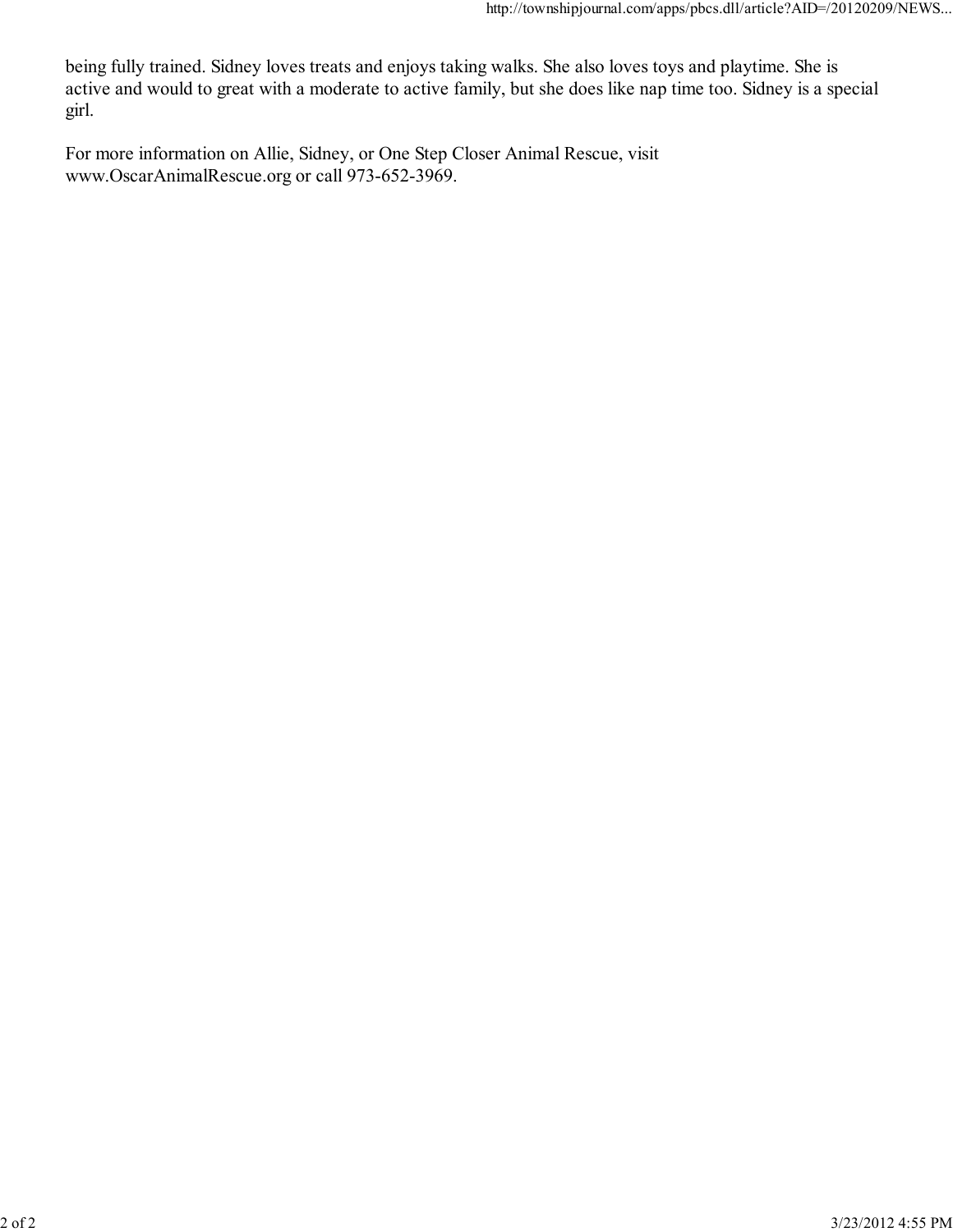being fully trained. Sidney loves treats and enjoys taking walks. She also loves toys and playtime. She is active and would to great with a moderate to active family, but she does like nap time too. Sidney is a special girl.

For more information on Allie, Sidney, or One Step Closer Animal Rescue, visit www.OscarAnimalRescue.org or call 973-652-3969.